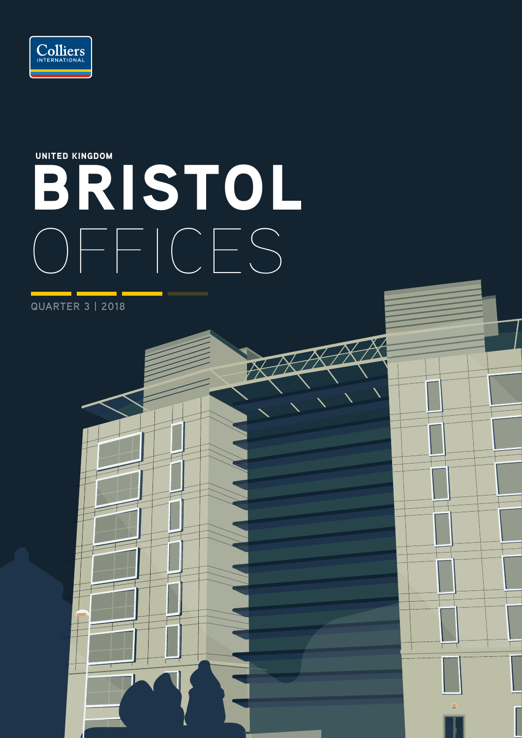Colliers INTERNATIONAL

UNITED KINGDOM

# BRISTOL OFFICES

QUARTER 3 | 2018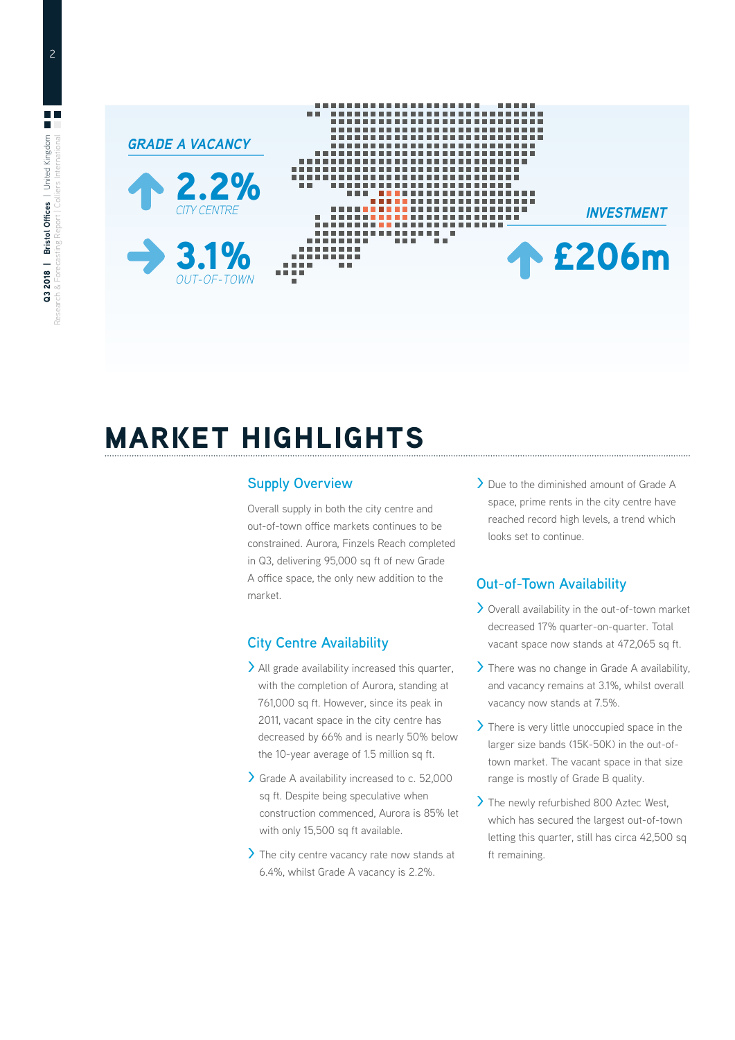**GRADE A VACANCY**

**2.2%** CITY CENTRE

**3.1%** OUT-OF-TOWN

**INVESTMENT**

**£206m**

# MARKET HIGHLIGHTS

## Supply Overview

Overall supply in both the city centre and out-of-town office markets continues to be constrained. Aurora, Finzels Reach completed in Q3, delivering 95,000 sq ft of new Grade A office space, the only new addition to the market.

## City Centre Availability

- All grade availability increased this quarter, with the completion of Aurora, standing at 761,000 sq ft. However, since its peak in 2011, vacant space in the city centre has decreased by 66% and is nearly 50% below the 10-year average of 1.5 million sq ft.
- Grade A availability increased to c. 52,000 sq ft. Despite being speculative when construction commenced, Aurora is 85% let with only 15,500 sq ft available.
- The city centre vacancy rate now stands at 6.4%, whilst Grade A vacancy is 2.2%.
- Due to the diminished amount of Grade A space, prime rents in the city centre have reached record high levels, a trend which looks set to continue.

## Out-of-Town Availability

- Overall availability in the out-of-town market decreased 17% quarter-on-quarter. Total vacant space now stands at 472,065 sq ft.
- There was no change in Grade A availability, and vacancy remains at 3.1%, whilst overall vacancy now stands at 7.5%.
- There is very little unoccupied space in the larger size bands (15K-50K) in the out-of-town market. The vacant space in that size range is mostly of Grade B quality.
- The newly refurbished 800 Aztec West, which has secured the largest out-of-town letting this quarter, still has circa 42,500 sq ft remaining.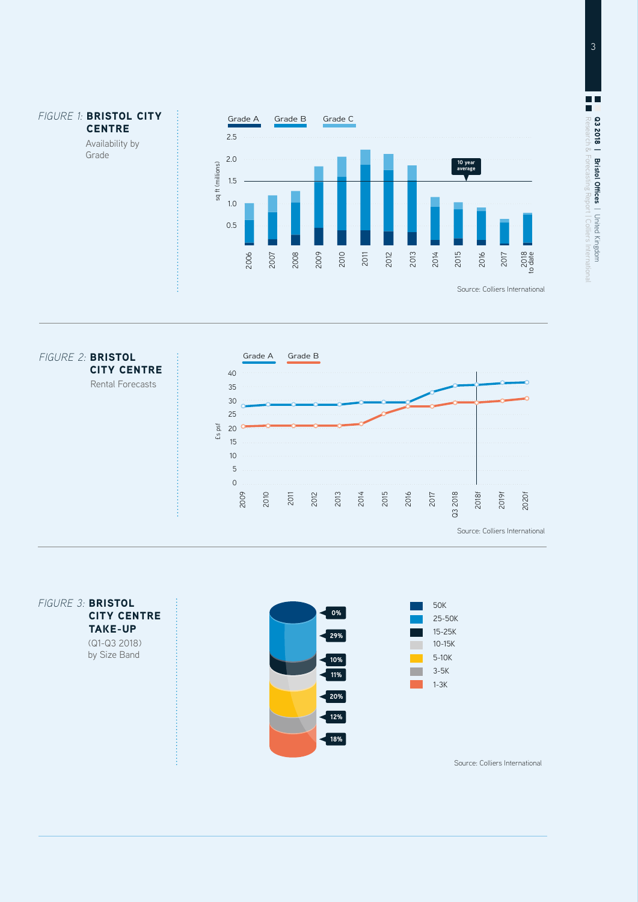*FIGURE 1:* **BRISTOL CITY CENTRE**
Availability by Grade

Grade A | Grade B | Grade C

sq ft (millions)

10 year average

Source: Colliers International

*FIGURE 2:* **BRISTOL CITY CENTRE**
Rental Forecasts

Grade A | Grade B

£s psf

Source: Colliers International

*FIGURE 3:* **BRISTOL CITY CENTRE TAKE-UP**
(Q1-Q3 2018) by Size Band

| Size Band | Share |
|---|---|
| 50K | 0% |
| 25-50K | 29% |
| 15-25K | 10% |
| 10-15K | 11% |
| 5-10K | 20% |
| 3-5K | 12% |
| 1-3K | 18% |

Source: Colliers International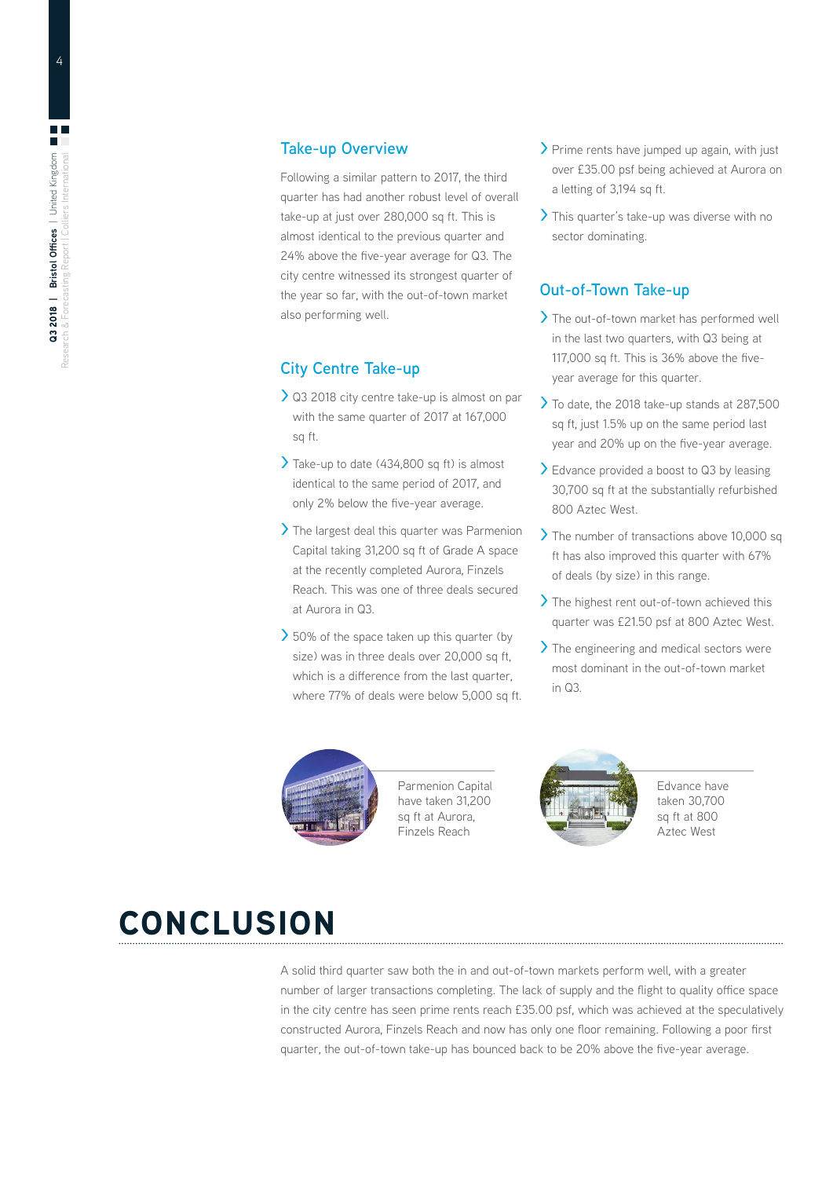## Take-up Overview

Following a similar pattern to 2017, the third quarter has had another robust level of overall take-up at just over 280,000 sq ft. This is almost identical to the previous quarter and 24% above the five-year average for Q3. The city centre witnessed its strongest quarter of the year so far, with the out-of-town market also performing well.

## City Centre Take-up

- Q3 2018 city centre take-up is almost on par with the same quarter of 2017 at 167,000 sq ft.
- Take-up to date (434,800 sq ft) is almost identical to the same period of 2017, and only 2% below the five-year average.
- The largest deal this quarter was Parmenion Capital taking 31,200 sq ft of Grade A space at the recently completed Aurora, Finzels Reach. This was one of three deals secured at Aurora in Q3.
- 50% of the space taken up this quarter (by size) was in three deals over 20,000 sq ft, which is a difference from the last quarter, where 77% of deals were below 5,000 sq ft.
- Prime rents have jumped up again, with just over £35.00 psf being achieved at Aurora on a letting of 3,194 sq ft.
- This quarter's take-up was diverse with no sector dominating.

## Out-of-Town Take-up

- The out-of-town market has performed well in the last two quarters, with Q3 being at 117,000 sq ft. This is 36% above the five-year average for this quarter.
- To date, the 2018 take-up stands at 287,500 sq ft, just 1.5% up on the same period last year and 20% up on the five-year average.
- Edvance provided a boost to Q3 by leasing 30,700 sq ft at the substantially refurbished 800 Aztec West.
- The number of transactions above 10,000 sq ft has also improved this quarter with 67% of deals (by size) in this range.
- The highest rent out-of-town achieved this quarter was £21.50 psf at 800 Aztec West.
- The engineering and medical sectors were most dominant in the out-of-town market in Q3.

Parmenion Capital have taken 31,200 sq ft at Aurora, Finzels Reach

Edvance have taken 30,700 sq ft at 800 Aztec West

# CONCLUSION

A solid third quarter saw both the in and out-of-town markets perform well, with a greater number of larger transactions completing. The lack of supply and the flight to quality office space in the city centre has seen prime rents reach £35.00 psf, which was achieved at the speculatively constructed Aurora, Finzels Reach and now has only one floor remaining. Following a poor first quarter, the out-of-town take-up has bounced back to be 20% above the five-year average.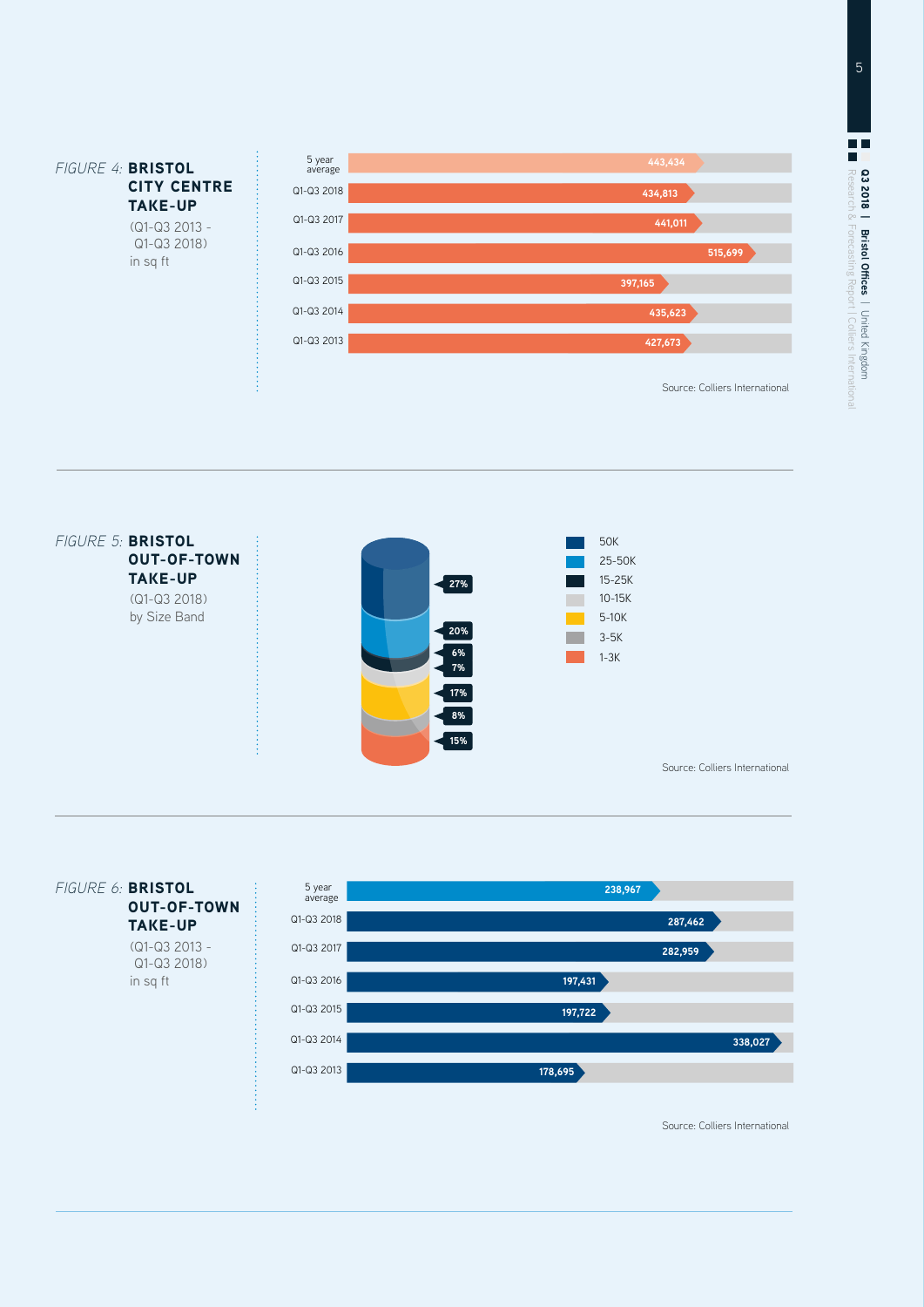*FIGURE 4:* **BRISTOL CITY CENTRE TAKE-UP**
(Q1-Q3 2013 - Q1-Q3 2018)
in sq ft

| Period | Take-up (sq ft) |
|---|---|
| 5 year average | 443,434 |
| Q1-Q3 2018 | 434,813 |
| Q1-Q3 2017 | 441,011 |
| Q1-Q3 2016 | 515,699 |
| Q1-Q3 2015 | 397,165 |
| Q1-Q3 2014 | 435,623 |
| Q1-Q3 2013 | 427,673 |

Source: Colliers International

*FIGURE 5:* **BRISTOL OUT-OF-TOWN TAKE-UP**
(Q1-Q3 2018)
by Size Band

| Size Band | Share |
|---|---|
| 50K | 27% |
| 25-50K | 20% |
| 15-25K | 6% |
| 10-15K | 7% |
| 5-10K | 17% |
| 3-5K | 8% |
| 1-3K | 15% |

Source: Colliers International

*FIGURE 6:* **BRISTOL OUT-OF-TOWN TAKE-UP**
(Q1-Q3 2013 - Q1-Q3 2018)
in sq ft

| Period | Take-up (sq ft) |
|---|---|
| 5 year average | 238,967 |
| Q1-Q3 2018 | 287,462 |
| Q1-Q3 2017 | 282,959 |
| Q1-Q3 2016 | 197,431 |
| Q1-Q3 2015 | 197,722 |
| Q1-Q3 2014 | 338,027 |
| Q1-Q3 2013 | 178,695 |

Source: Colliers International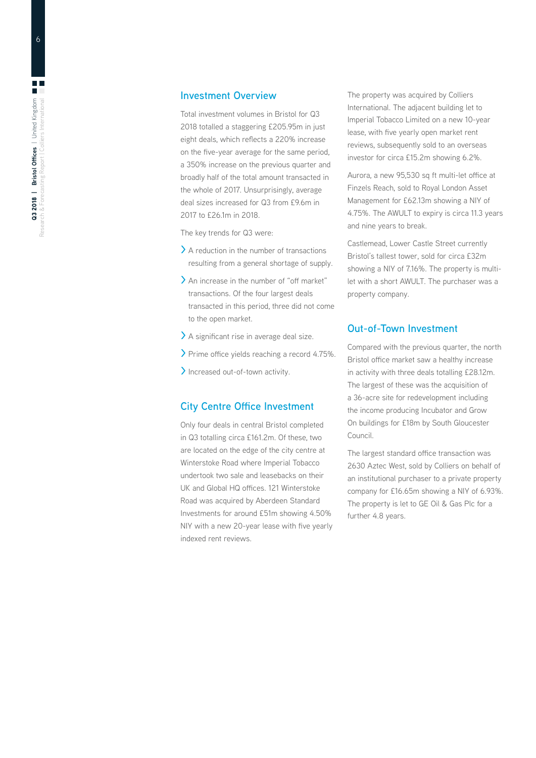## Investment Overview

Total investment volumes in Bristol for Q3 2018 totalled a staggering £205.95m in just eight deals, which reflects a 220% increase on the five-year average for the same period, a 350% increase on the previous quarter and broadly half of the total amount transacted in the whole of 2017. Unsurprisingly, average deal sizes increased for Q3 from £9.6m in 2017 to £26.1m in 2018.

The key trends for Q3 were:

- A reduction in the number of transactions resulting from a general shortage of supply.
- An increase in the number of "off market" transactions. Of the four largest deals transacted in this period, three did not come to the open market.
- A significant rise in average deal size.
- Prime office yields reaching a record 4.75%.
- Increased out-of-town activity.

## City Centre Office Investment

Only four deals in central Bristol completed in Q3 totalling circa £161.2m. Of these, two are located on the edge of the city centre at Winterstoke Road where Imperial Tobacco undertook two sale and leasebacks on their UK and Global HQ offices. 121 Winterstoke Road was acquired by Aberdeen Standard Investments for around £51m showing 4.50% NIY with a new 20-year lease with five yearly indexed rent reviews.

The property was acquired by Colliers International. The adjacent building let to Imperial Tobacco Limited on a new 10-year lease, with five yearly open market rent reviews, subsequently sold to an overseas investor for circa £15.2m showing 6.2%.

Aurora, a new 95,530 sq ft multi-let office at Finzels Reach, sold to Royal London Asset Management for £62.13m showing a NIY of 4.75%. The AWULT to expiry is circa 11.3 years and nine years to break.

Castlemead, Lower Castle Street currently Bristol's tallest tower, sold for circa £32m showing a NIY of 7.16%. The property is multi-let with a short AWULT. The purchaser was a property company.

## Out-of-Town Investment

Compared with the previous quarter, the north Bristol office market saw a healthy increase in activity with three deals totalling £28.12m. The largest of these was the acquisition of a 36-acre site for redevelopment including the income producing Incubator and Grow On buildings for £18m by South Gloucester Council.

The largest standard office transaction was 2630 Aztec West, sold by Colliers on behalf of an institutional purchaser to a private property company for £16.65m showing a NIY of 6.93%. The property is let to GE Oil & Gas Plc for a further 4.8 years.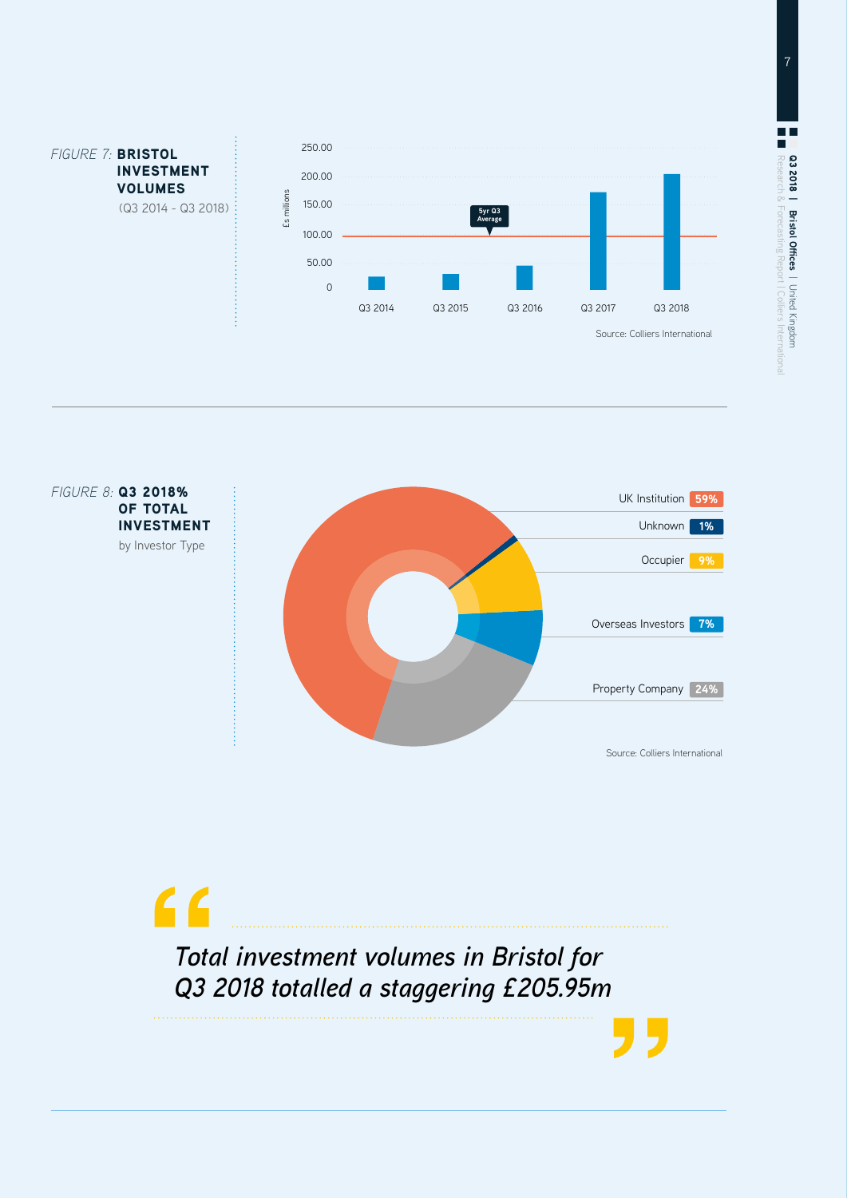*FIGURE 7:* **BRISTOL INVESTMENT VOLUMES**
(Q3 2014 - Q3 2018)

£s millions

250.00
200.00
150.00
100.00
50.00
0

5yr Q3 Average

Q3 2014 | Q3 2015 | Q3 2016 | Q3 2017 | Q3 2018

Source: Colliers International

*FIGURE 8:* **Q3 2018% OF TOTAL INVESTMENT**
by Investor Type

| Investor Type | % |
|---|---|
| UK Institution | 59% |
| Unknown | 1% |
| Occupier | 9% |
| Overseas Investors | 7% |
| Property Company | 24% |

Source: Colliers International

> *Total investment volumes in Bristol for Q3 2018 totalled a staggering £205.95m*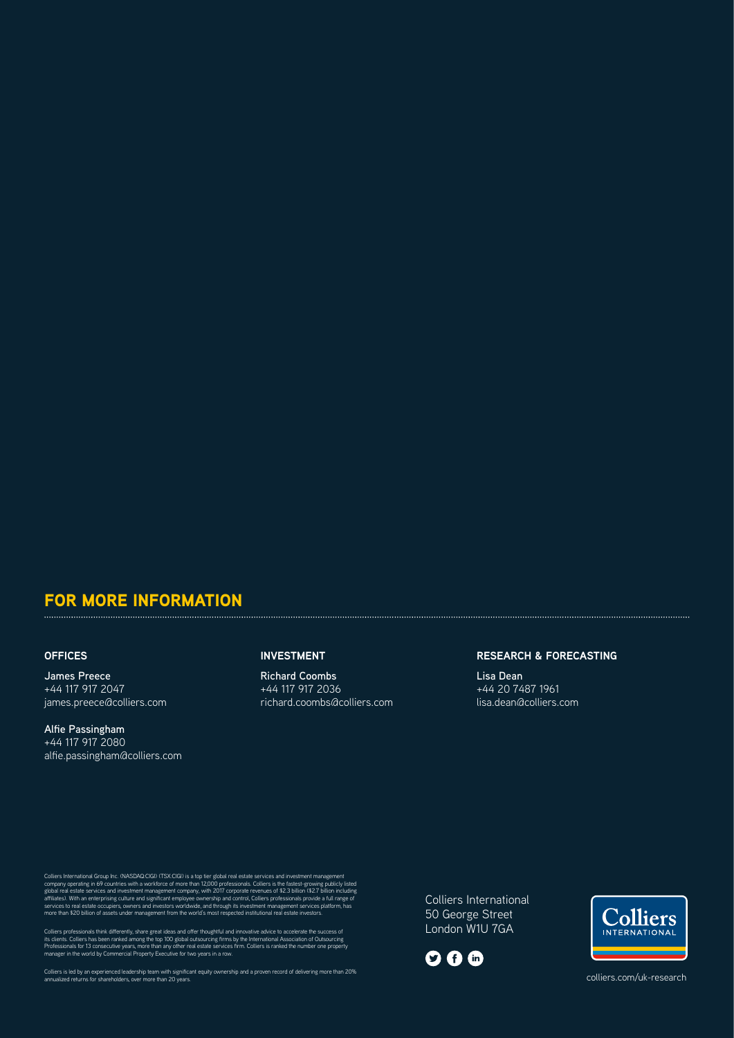## FOR MORE INFORMATION

### OFFICES

**James Preece**
+44 117 917 2047
james.preece@colliers.com

**Alfie Passingham**
+44 117 917 2080
alfie.passingham@colliers.com

### INVESTMENT

**Richard Coombs**
+44 117 917 2036
richard.coombs@colliers.com

### RESEARCH & FORECASTING

**Lisa Dean**
+44 20 7487 1961
lisa.dean@colliers.com

Colliers International Group Inc. (NASDAQ:CIGI) (TSX:CIGI) is a top tier global real estate services and investment management company operating in 69 countries with a workforce of more than 12,000 professionals. Colliers is the fastest-growing publicly listed global real estate services and investment management company, with 2017 corporate revenues of $2.3 billion ($2.7 billion including affiliates). With an enterprising culture and significant employee ownership and control, Colliers professionals provide a full range of services to real estate occupiers, owners and investors worldwide, and through its investment management services platform, has more than $20 billion of assets under management from the world's most respected institutional real estate investors.

Colliers professionals think differently, share great ideas and offer thoughtful and innovative advice to accelerate the success of its clients. Colliers has been ranked among the top 100 global outsourcing firms by the International Association of Outsourcing Professionals for 13 consecutive years, more than any other real estate services firm. Colliers is ranked the number one property manager in the world by Commercial Property Executive for two years in a row.

Colliers is led by an experienced leadership team with significant equity ownership and a proven record of delivering more than 20% annualized returns for shareholders, over more than 20 years.

Colliers International
50 George Street
London W1U 7GA

Colliers INTERNATIONAL

colliers.com/uk-research